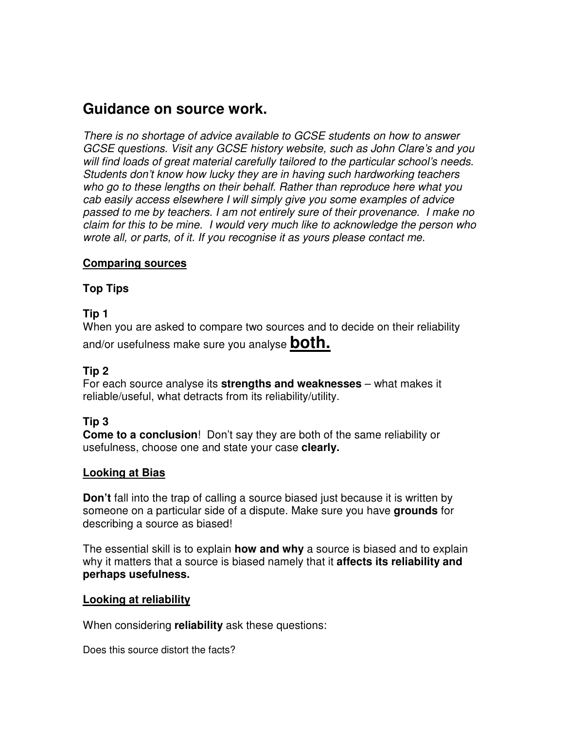# Guidance on source work.

*There is no shortage of advice available to GCSE students on how to answer GCSE questions. Visit any GCSE history website, such as John Clare's and you will find loads of great material carefully tailored to the particular school's needs. Students don't know how lucky they are in having such hardworking teachers who go to these lengths on their behalf. Rather than reproduce here what you cab easily access elsewhere I will simply give you some examples of advice passed to me by teachers. I am not entirely sure of their provenance. I make no claim for this to be mine. I would very much like to acknowledge the person who wrote all, or parts, of it. If you recognise it as yours please contact me.*

## Comparing sources

### Top Tips

**Tip 1**
When you are asked to compare two sources and to decide on their reliability and/or usefulness make sure you analyse **both.**

**Tip 2**
For each source analyse its **strengths and weaknesses** – what makes it reliable/useful, what detracts from its reliability/utility.

**Tip 3**
**Come to a conclusion**! Don't say they are both of the same reliability or usefulness, choose one and state your case **clearly.**

## Looking at Bias

**Don't** fall into the trap of calling a source biased just because it is written by someone on a particular side of a dispute. Make sure you have **grounds** for describing a source as biased!

The essential skill is to explain **how and why** a source is biased and to explain why it matters that a source is biased namely that it **affects its reliability and perhaps usefulness.**

## Looking at reliability

When considering **reliability** ask these questions:

Does this source distort the facts?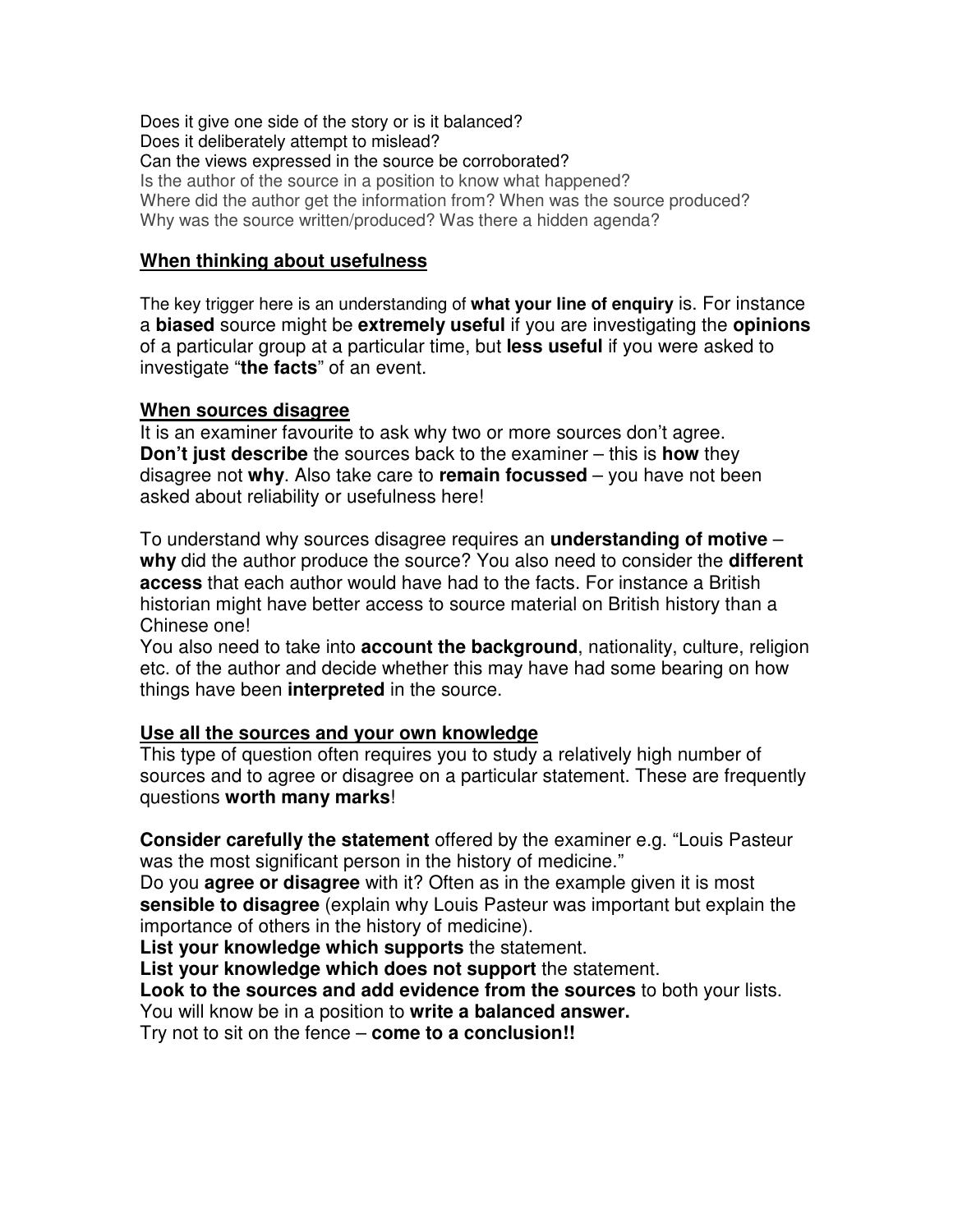Does it give one side of the story or is it balanced?
Does it deliberately attempt to mislead?
Can the views expressed in the source be corroborated?
Is the author of the source in a position to know what happened?
Where did the author get the information from? When was the source produced?
Why was the source written/produced? Was there a hidden agenda?

## When thinking about usefulness

The key trigger here is an understanding of **what your line of enquiry** is. For instance a **biased** source might be **extremely useful** if you are investigating the **opinions** of a particular group at a particular time, but **less useful** if you were asked to investigate "**the facts**" of an event.

## When sources disagree

It is an examiner favourite to ask why two or more sources don't agree. **Don't just describe** the sources back to the examiner – this is **how** they disagree not **why**. Also take care to **remain focussed** – you have not been asked about reliability or usefulness here!

To understand why sources disagree requires an **understanding of motive** – **why** did the author produce the source? You also need to consider the **different access** that each author would have had to the facts. For instance a British historian might have better access to source material on British history than a Chinese one!
You also need to take into **account the background**, nationality, culture, religion etc. of the author and decide whether this may have had some bearing on how things have been **interpreted** in the source.

## Use all the sources and your own knowledge

This type of question often requires you to study a relatively high number of sources and to agree or disagree on a particular statement. These are frequently questions **worth many marks**!

**Consider carefully the statement** offered by the examiner e.g. "Louis Pasteur was the most significant person in the history of medicine."
Do you **agree or disagree** with it? Often as in the example given it is most **sensible to disagree** (explain why Louis Pasteur was important but explain the importance of others in the history of medicine).
**List your knowledge which supports** the statement.
**List your knowledge which does not support** the statement.
**Look to the sources and add evidence from the sources** to both your lists.
You will know be in a position to **write a balanced answer.**
Try not to sit on the fence – **come to a conclusion!!**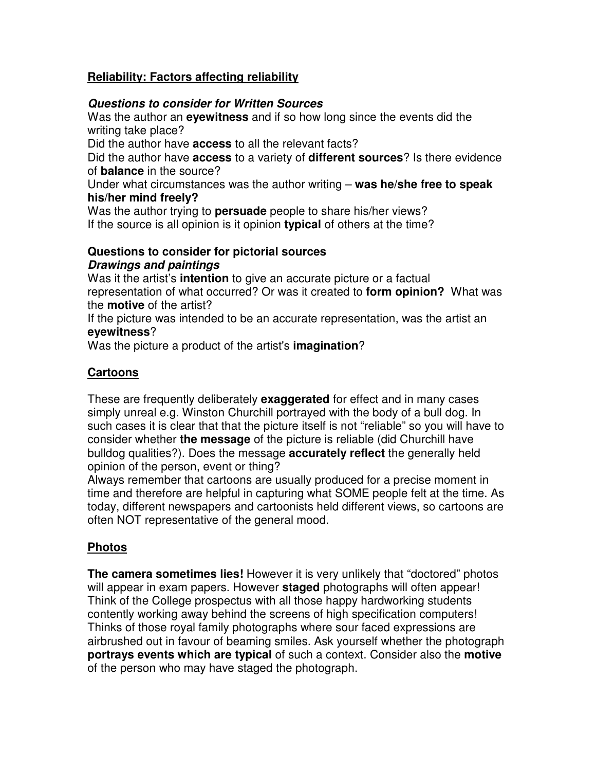## Reliability: Factors affecting reliability

***Questions to consider for Written Sources***

Was the author an **eyewitness** and if so how long since the events did the writing take place?
Did the author have **access** to all the relevant facts?
Did the author have **access** to a variety of **different sources**? Is there evidence of **balance** in the source?
Under what circumstances was the author writing – **was he/she free to speak his/her mind freely?**
Was the author trying to **persuade** people to share his/her views?
If the source is all opinion is it opinion **typical** of others at the time?

**Questions to consider for pictorial sources**
***Drawings and paintings***

Was it the artist's **intention** to give an accurate picture or a factual representation of what occurred? Or was it created to **form opinion?** What was the **motive** of the artist?
If the picture was intended to be an accurate representation, was the artist an **eyewitness**?
Was the picture a product of the artist's **imagination**?

## Cartoons

These are frequently deliberately **exaggerated** for effect and in many cases simply unreal e.g. Winston Churchill portrayed with the body of a bull dog. In such cases it is clear that that the picture itself is not "reliable" so you will have to consider whether **the message** of the picture is reliable (did Churchill have bulldog qualities?). Does the message **accurately reflect** the generally held opinion of the person, event or thing?
Always remember that cartoons are usually produced for a precise moment in time and therefore are helpful in capturing what SOME people felt at the time. As today, different newspapers and cartoonists held different views, so cartoons are often NOT representative of the general mood.

## Photos

**The camera sometimes lies!** However it is very unlikely that "doctored" photos will appear in exam papers. However **staged** photographs will often appear! Think of the College prospectus with all those happy hardworking students contently working away behind the screens of high specification computers! Thinks of those royal family photographs where sour faced expressions are airbrushed out in favour of beaming smiles. Ask yourself whether the photograph **portrays events which are typical** of such a context. Consider also the **motive** of the person who may have staged the photograph.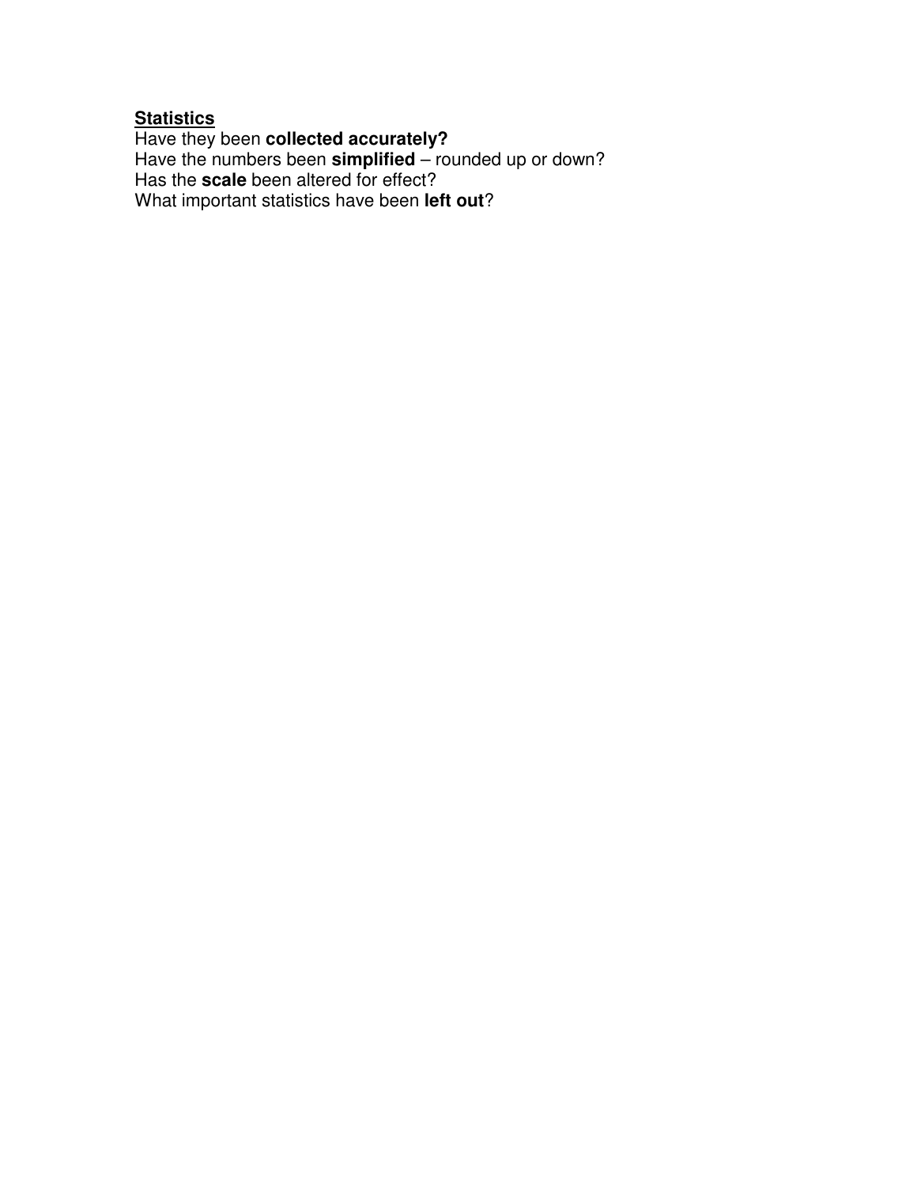**<u>Statistics</u>**

Have they been **collected accurately?**
Have the numbers been **simplified** – rounded up or down?
Has the **scale** been altered for effect?
What important statistics have been **left out**?